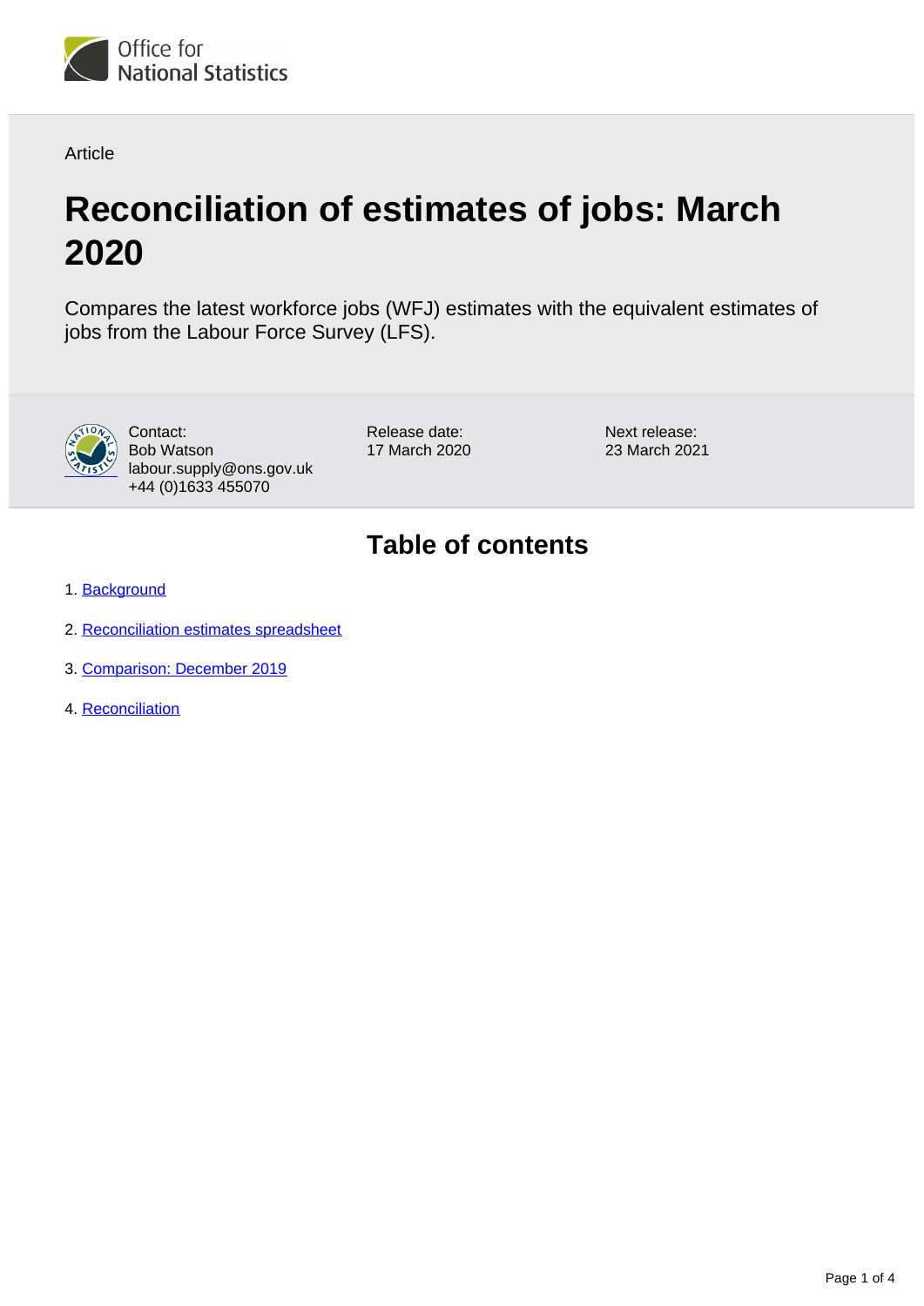Office for National Statistics

Article

# Reconciliation of estimates of jobs: March 2020

Compares the latest workforce jobs (WFJ) estimates with the equivalent estimates of jobs from the Labour Force Survey (LFS).

Contact:
Bob Watson
labour.supply@ons.gov.uk
+44 (0)1633 455070

Release date:
17 March 2020

Next release:
23 March 2021

## Table of contents

1. Background
2. Reconciliation estimates spreadsheet
3. Comparison: December 2019
4. Reconciliation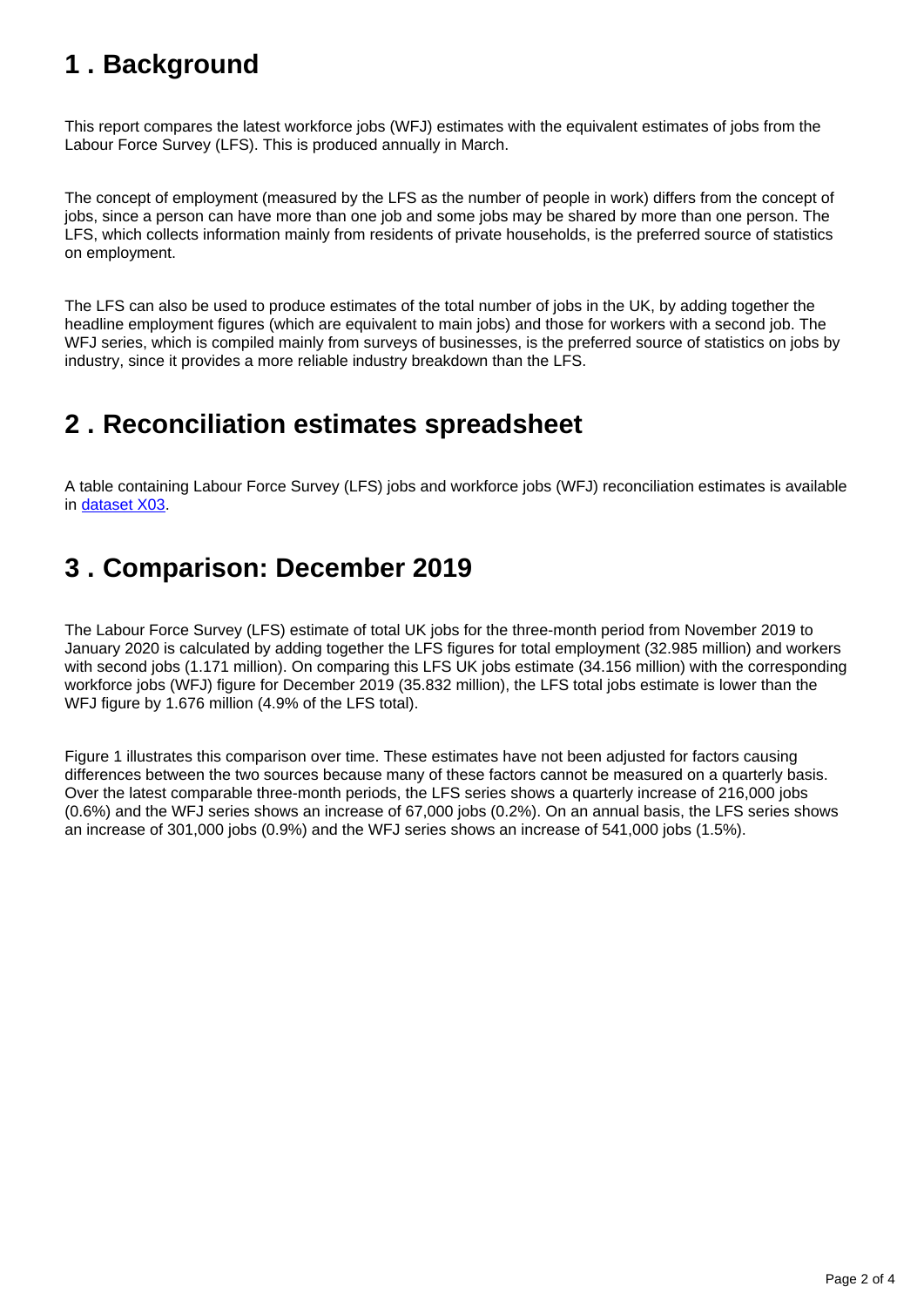## 1 . Background

This report compares the latest workforce jobs (WFJ) estimates with the equivalent estimates of jobs from the Labour Force Survey (LFS). This is produced annually in March.

The concept of employment (measured by the LFS as the number of people in work) differs from the concept of jobs, since a person can have more than one job and some jobs may be shared by more than one person. The LFS, which collects information mainly from residents of private households, is the preferred source of statistics on employment.

The LFS can also be used to produce estimates of the total number of jobs in the UK, by adding together the headline employment figures (which are equivalent to main jobs) and those for workers with a second job. The WFJ series, which is compiled mainly from surveys of businesses, is the preferred source of statistics on jobs by industry, since it provides a more reliable industry breakdown than the LFS.

## 2 . Reconciliation estimates spreadsheet

A table containing Labour Force Survey (LFS) jobs and workforce jobs (WFJ) reconciliation estimates is available in dataset X03.

## 3 . Comparison: December 2019

The Labour Force Survey (LFS) estimate of total UK jobs for the three-month period from November 2019 to January 2020 is calculated by adding together the LFS figures for total employment (32.985 million) and workers with second jobs (1.171 million). On comparing this LFS UK jobs estimate (34.156 million) with the corresponding workforce jobs (WFJ) figure for December 2019 (35.832 million), the LFS total jobs estimate is lower than the WFJ figure by 1.676 million (4.9% of the LFS total).

Figure 1 illustrates this comparison over time. These estimates have not been adjusted for factors causing differences between the two sources because many of these factors cannot be measured on a quarterly basis. Over the latest comparable three-month periods, the LFS series shows a quarterly increase of 216,000 jobs (0.6%) and the WFJ series shows an increase of 67,000 jobs (0.2%). On an annual basis, the LFS series shows an increase of 301,000 jobs (0.9%) and the WFJ series shows an increase of 541,000 jobs (1.5%).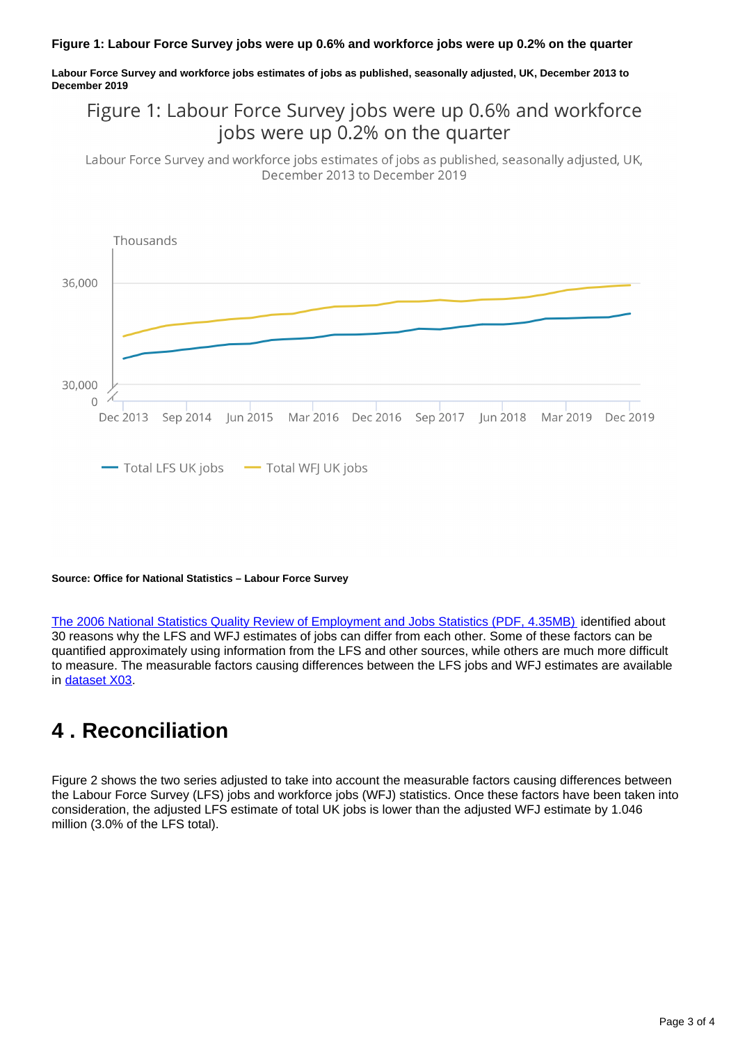**Figure 1: Labour Force Survey jobs were up 0.6% and workforce jobs were up 0.2% on the quarter**

**Labour Force Survey and workforce jobs estimates of jobs as published, seasonally adjusted, UK, December 2013 to December 2019**

Figure 1: Labour Force Survey jobs were up 0.6% and workforce jobs were up 0.2% on the quarter

Labour Force Survey and workforce jobs estimates of jobs as published, seasonally adjusted, UK, December 2013 to December 2019

**Source: Office for National Statistics – Labour Force Survey**

[The 2006 National Statistics Quality Review of Employment and Jobs Statistics (PDF, 4.35MB)](#) identified about 30 reasons why the LFS and WFJ estimates of jobs can differ from each other. Some of these factors can be quantified approximately using information from the LFS and other sources, while others are much more difficult to measure. The measurable factors causing differences between the LFS jobs and WFJ estimates are available in [dataset X03](#).

## 4 . Reconciliation

Figure 2 shows the two series adjusted to take into account the measurable factors causing differences between the Labour Force Survey (LFS) jobs and workforce jobs (WFJ) statistics. Once these factors have been taken into consideration, the adjusted LFS estimate of total UK jobs is lower than the adjusted WFJ estimate by 1.046 million (3.0% of the LFS total).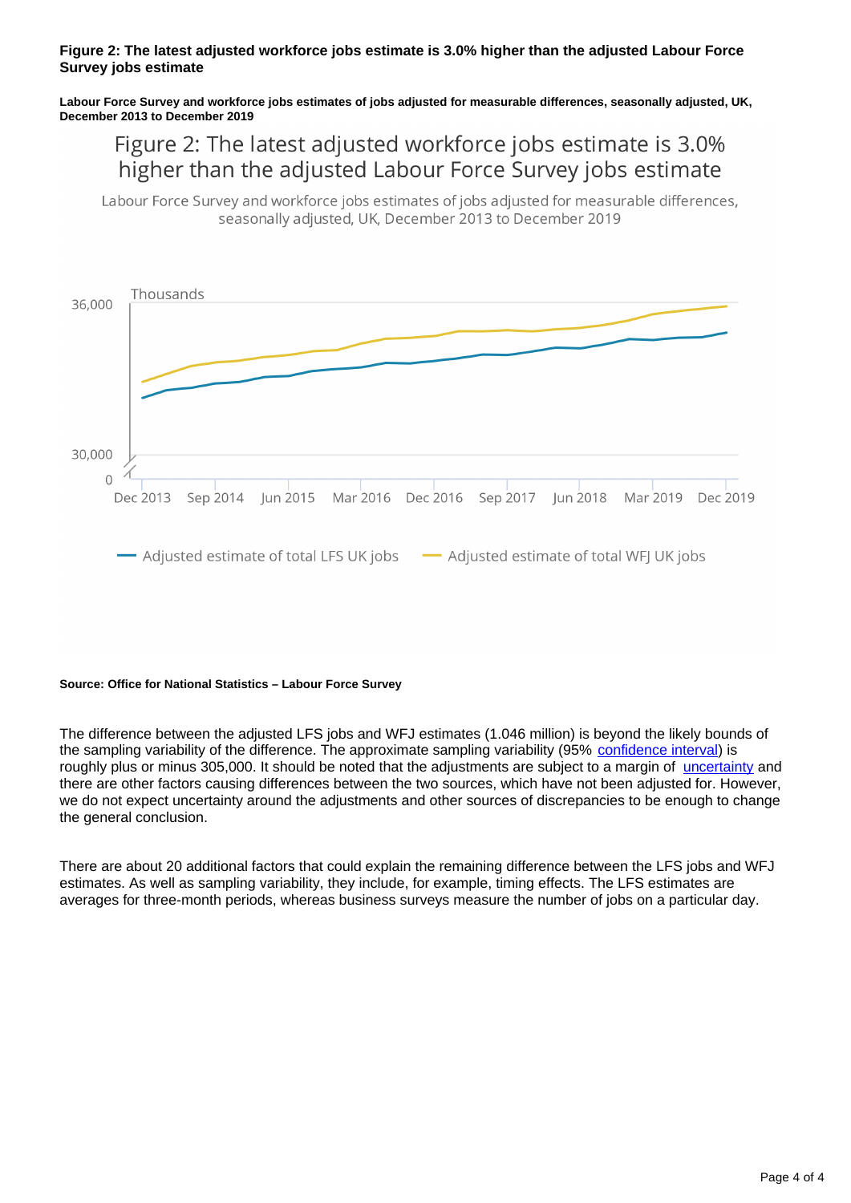**Figure 2: The latest adjusted workforce jobs estimate is 3.0% higher than the adjusted Labour Force Survey jobs estimate**

**Labour Force Survey and workforce jobs estimates of jobs adjusted for measurable differences, seasonally adjusted, UK, December 2013 to December 2019**

Figure 2: The latest adjusted workforce jobs estimate is 3.0% higher than the adjusted Labour Force Survey jobs estimate

Labour Force Survey and workforce jobs estimates of jobs adjusted for measurable differences, seasonally adjusted, UK, December 2013 to December 2019

Thousands

36,000

30,000

0

Dec 2013 Sep 2014 Jun 2015 Mar 2016 Dec 2016 Sep 2017 Jun 2018 Mar 2019 Dec 2019

Adjusted estimate of total LFS UK jobs

Adjusted estimate of total WFJ UK jobs

**Source: Office for National Statistics – Labour Force Survey**

The difference between the adjusted LFS jobs and WFJ estimates (1.046 million) is beyond the likely bounds of the sampling variability of the difference. The approximate sampling variability (95% confidence interval) is roughly plus or minus 305,000. It should be noted that the adjustments are subject to a margin of uncertainty and there are other factors causing differences between the two sources, which have not been adjusted for. However, we do not expect uncertainty around the adjustments and other sources of discrepancies to be enough to change the general conclusion.

There are about 20 additional factors that could explain the remaining difference between the LFS jobs and WFJ estimates. As well as sampling variability, they include, for example, timing effects. The LFS estimates are averages for three-month periods, whereas business surveys measure the number of jobs on a particular day.